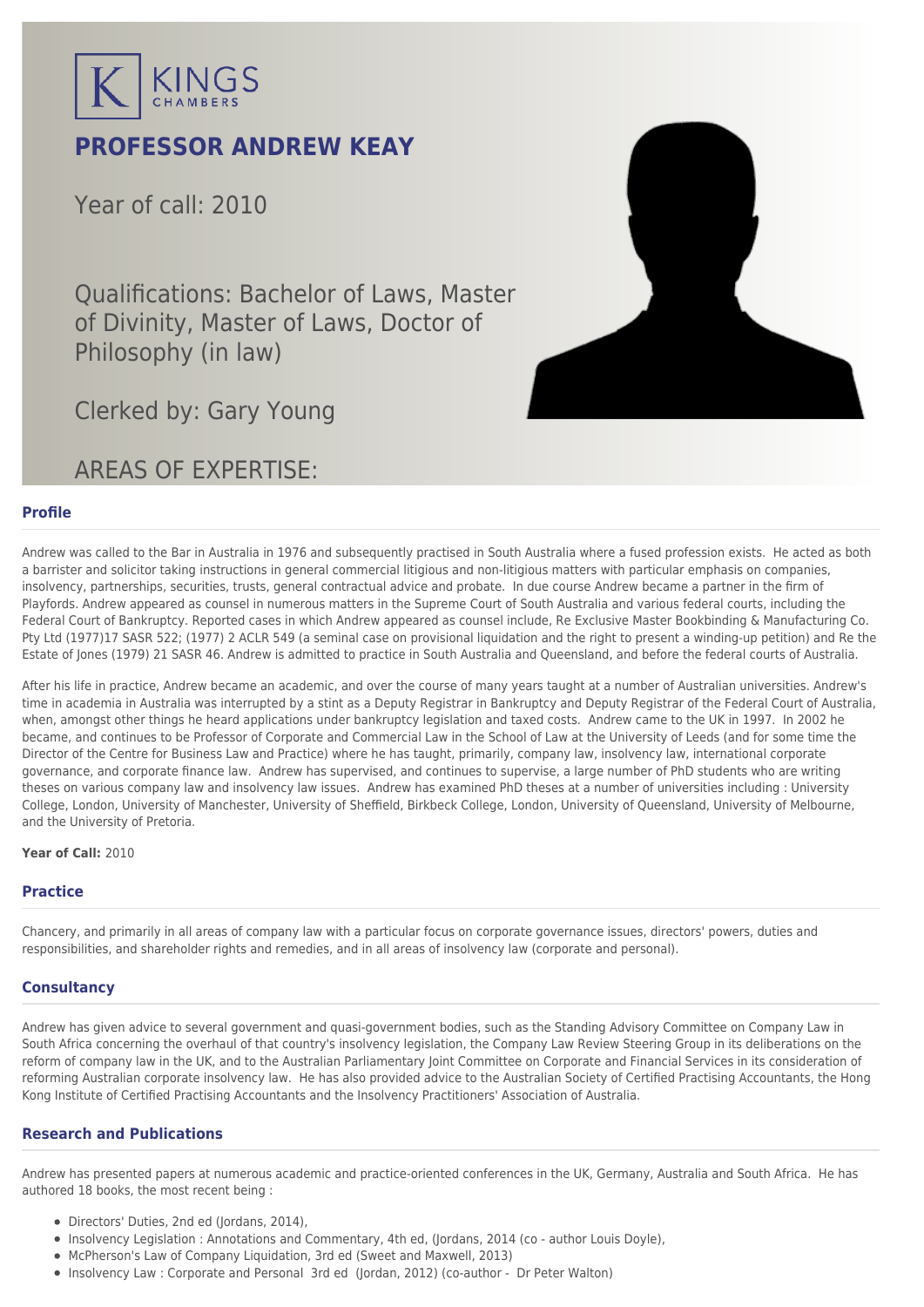KINGS CHAMBERS

# PROFESSOR ANDREW KEAY

Year of call: 2010

Qualifications: Bachelor of Laws, Master of Divinity, Master of Laws, Doctor of Philosophy (in law)

Clerked by: Gary Young

AREAS OF EXPERTISE:

## Profile

Andrew was called to the Bar in Australia in 1976 and subsequently practised in South Australia where a fused profession exists. He acted as both a barrister and solicitor taking instructions in general commercial litigious and non-litigious matters with particular emphasis on companies, insolvency, partnerships, securities, trusts, general contractual advice and probate. In due course Andrew became a partner in the firm of Playfords. Andrew appeared as counsel in numerous matters in the Supreme Court of South Australia and various federal courts, including the Federal Court of Bankruptcy. Reported cases in which Andrew appeared as counsel include, Re Exclusive Master Bookbinding & Manufacturing Co. Pty Ltd (1977)17 SASR 522; (1977) 2 ACLR 549 (a seminal case on provisional liquidation and the right to present a winding-up petition) and Re the Estate of Jones (1979) 21 SASR 46. Andrew is admitted to practice in South Australia and Queensland, and before the federal courts of Australia.

After his life in practice, Andrew became an academic, and over the course of many years taught at a number of Australian universities. Andrew's time in academia in Australia was interrupted by a stint as a Deputy Registrar in Bankruptcy and Deputy Registrar of the Federal Court of Australia, when, amongst other things he heard applications under bankruptcy legislation and taxed costs. Andrew came to the UK in 1997. In 2002 he became, and continues to be Professor of Corporate and Commercial Law in the School of Law at the University of Leeds (and for some time the Director of the Centre for Business Law and Practice) where he has taught, primarily, company law, insolvency law, international corporate governance, and corporate finance law. Andrew has supervised, and continues to supervise, a large number of PhD students who are writing theses on various company law and insolvency law issues. Andrew has examined PhD theses at a number of universities including : University College, London, University of Manchester, University of Sheffield, Birkbeck College, London, University of Queensland, University of Melbourne, and the University of Pretoria.

**Year of Call:** 2010

## Practice

Chancery, and primarily in all areas of company law with a particular focus on corporate governance issues, directors' powers, duties and responsibilities, and shareholder rights and remedies, and in all areas of insolvency law (corporate and personal).

## Consultancy

Andrew has given advice to several government and quasi-government bodies, such as the Standing Advisory Committee on Company Law in South Africa concerning the overhaul of that country's insolvency legislation, the Company Law Review Steering Group in its deliberations on the reform of company law in the UK, and to the Australian Parliamentary Joint Committee on Corporate and Financial Services in its consideration of reforming Australian corporate insolvency law. He has also provided advice to the Australian Society of Certified Practising Accountants, the Hong Kong Institute of Certified Practising Accountants and the Insolvency Practitioners' Association of Australia.

## Research and Publications

Andrew has presented papers at numerous academic and practice-oriented conferences in the UK, Germany, Australia and South Africa. He has authored 18 books, the most recent being :

- Directors' Duties, 2nd ed (Jordans, 2014),
- Insolvency Legislation : Annotations and Commentary, 4th ed, (Jordans, 2014 (co - author Louis Doyle),
- McPherson's Law of Company Liquidation, 3rd ed (Sweet and Maxwell, 2013)
- Insolvency Law : Corporate and Personal 3rd ed (Jordan, 2012) (co-author - Dr Peter Walton)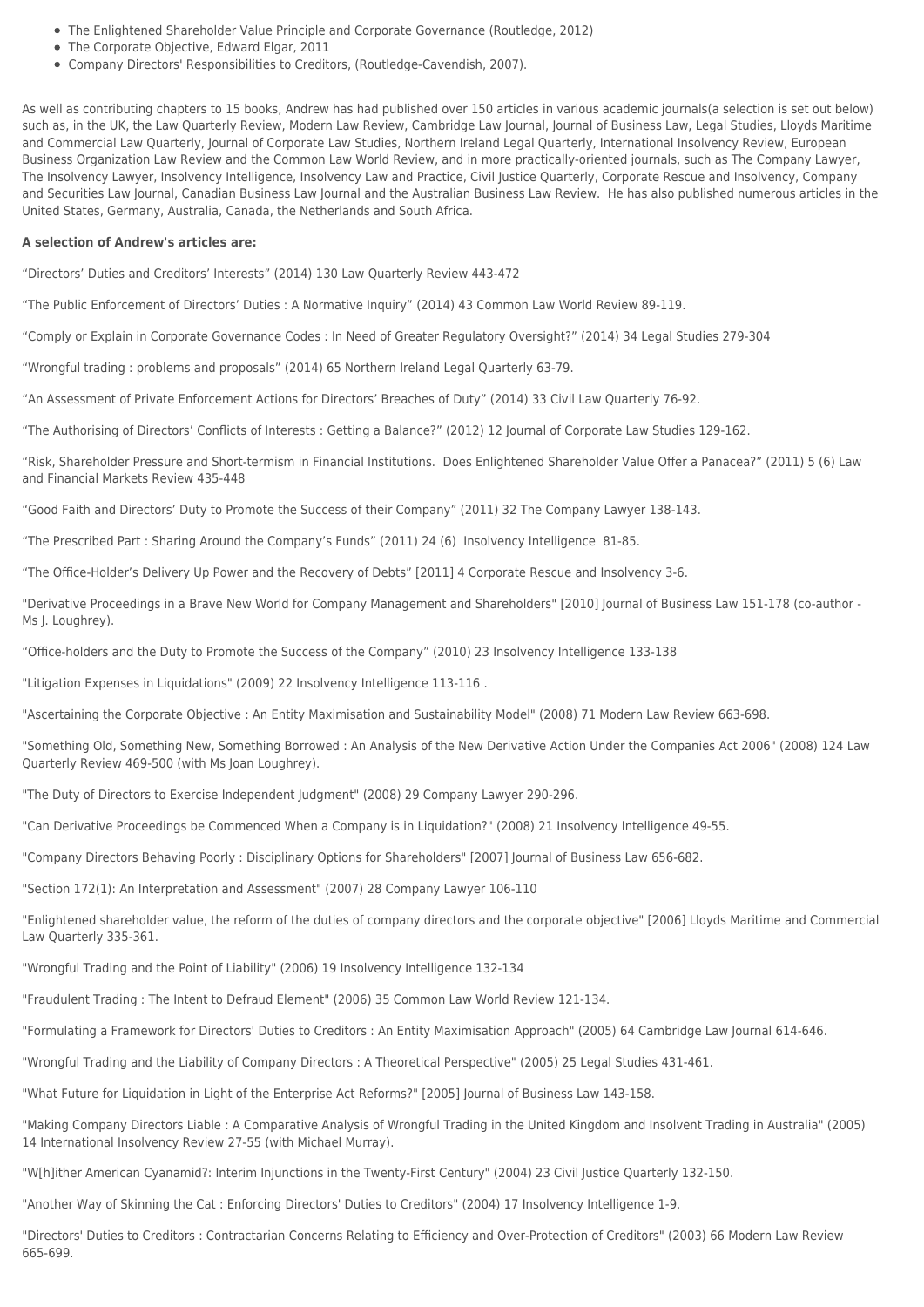- The Enlightened Shareholder Value Principle and Corporate Governance (Routledge, 2012)
- The Corporate Objective, Edward Elgar, 2011
- Company Directors' Responsibilities to Creditors, (Routledge-Cavendish, 2007).

As well as contributing chapters to 15 books, Andrew has had published over 150 articles in various academic journals(a selection is set out below) such as, in the UK, the Law Quarterly Review, Modern Law Review, Cambridge Law Journal, Journal of Business Law, Legal Studies, Lloyds Maritime and Commercial Law Quarterly, Journal of Corporate Law Studies, Northern Ireland Legal Quarterly, International Insolvency Review, European Business Organization Law Review and the Common Law World Review, and in more practically-oriented journals, such as The Company Lawyer, The Insolvency Lawyer, Insolvency Intelligence, Insolvency Law and Practice, Civil Justice Quarterly, Corporate Rescue and Insolvency, Company and Securities Law Journal, Canadian Business Law Journal and the Australian Business Law Review. He has also published numerous articles in the United States, Germany, Australia, Canada, the Netherlands and South Africa.

**A selection of Andrew's articles are:**

"Directors' Duties and Creditors' Interests" (2014) 130 Law Quarterly Review 443-472

"The Public Enforcement of Directors' Duties : A Normative Inquiry" (2014) 43 Common Law World Review 89-119.

"Comply or Explain in Corporate Governance Codes : In Need of Greater Regulatory Oversight?" (2014) 34 Legal Studies 279-304

"Wrongful trading : problems and proposals" (2014) 65 Northern Ireland Legal Quarterly 63-79.

"An Assessment of Private Enforcement Actions for Directors' Breaches of Duty" (2014) 33 Civil Law Quarterly 76-92.

"The Authorising of Directors' Conflicts of Interests : Getting a Balance?" (2012) 12 Journal of Corporate Law Studies 129-162.

"Risk, Shareholder Pressure and Short-termism in Financial Institutions. Does Enlightened Shareholder Value Offer a Panacea?" (2011) 5 (6) Law and Financial Markets Review 435-448

"Good Faith and Directors' Duty to Promote the Success of their Company" (2011) 32 The Company Lawyer 138-143.

"The Prescribed Part : Sharing Around the Company's Funds" (2011) 24 (6) Insolvency Intelligence 81-85.

"The Office-Holder's Delivery Up Power and the Recovery of Debts" [2011] 4 Corporate Rescue and Insolvency 3-6.

"Derivative Proceedings in a Brave New World for Company Management and Shareholders" [2010] Journal of Business Law 151-178 (co-author - Ms J. Loughrey).

"Office-holders and the Duty to Promote the Success of the Company" (2010) 23 Insolvency Intelligence 133-138

"Litigation Expenses in Liquidations" (2009) 22 Insolvency Intelligence 113-116 .

"Ascertaining the Corporate Objective : An Entity Maximisation and Sustainability Model" (2008) 71 Modern Law Review 663-698.

"Something Old, Something New, Something Borrowed : An Analysis of the New Derivative Action Under the Companies Act 2006" (2008) 124 Law Quarterly Review 469-500 (with Ms Joan Loughrey).

"The Duty of Directors to Exercise Independent Judgment" (2008) 29 Company Lawyer 290-296.

"Can Derivative Proceedings be Commenced When a Company is in Liquidation?" (2008) 21 Insolvency Intelligence 49-55.

"Company Directors Behaving Poorly : Disciplinary Options for Shareholders" [2007] Journal of Business Law 656-682.

"Section 172(1): An Interpretation and Assessment" (2007) 28 Company Lawyer 106-110

"Enlightened shareholder value, the reform of the duties of company directors and the corporate objective" [2006] Lloyds Maritime and Commercial Law Quarterly 335-361.

"Wrongful Trading and the Point of Liability" (2006) 19 Insolvency Intelligence 132-134

"Fraudulent Trading : The Intent to Defraud Element" (2006) 35 Common Law World Review 121-134.

"Formulating a Framework for Directors' Duties to Creditors : An Entity Maximisation Approach" (2005) 64 Cambridge Law Journal 614-646.

"Wrongful Trading and the Liability of Company Directors : A Theoretical Perspective" (2005) 25 Legal Studies 431-461.

"What Future for Liquidation in Light of the Enterprise Act Reforms?" [2005] Journal of Business Law 143-158.

"Making Company Directors Liable : A Comparative Analysis of Wrongful Trading in the United Kingdom and Insolvent Trading in Australia" (2005) 14 International Insolvency Review 27-55 (with Michael Murray).

"W[h]ither American Cyanamid?: Interim Injunctions in the Twenty-First Century" (2004) 23 Civil Justice Quarterly 132-150.

"Another Way of Skinning the Cat : Enforcing Directors' Duties to Creditors" (2004) 17 Insolvency Intelligence 1-9.

"Directors' Duties to Creditors : Contractarian Concerns Relating to Efficiency and Over-Protection of Creditors" (2003) 66 Modern Law Review 665-699.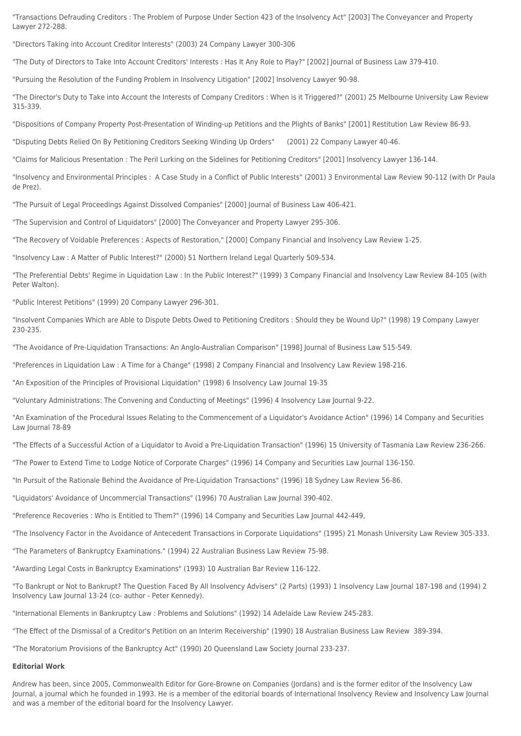"Transactions Defrauding Creditors : The Problem of Purpose Under Section 423 of the Insolvency Act" [2003] The Conveyancer and Property Lawyer 272-288.

"Directors Taking into Account Creditor Interests" (2003) 24 Company Lawyer 300-306

"The Duty of Directors to Take Into Account Creditors' Interests : Has It Any Role to Play?" [2002] Journal of Business Law 379-410.

"Pursuing the Resolution of the Funding Problem in Insolvency Litigation" [2002] Insolvency Lawyer 90-98.

"The Director's Duty to Take into Account the Interests of Company Creditors : When is it Triggered?" (2001) 25 Melbourne University Law Review 315-339.

"Dispositions of Company Property Post-Presentation of Winding-up Petitions and the Plights of Banks" [2001] Restitution Law Review 86-93.

"Disputing Debts Relied On By Petitioning Creditors Seeking Winding Up Orders" (2001) 22 Company Lawyer 40-46.

"Claims for Malicious Presentation : The Peril Lurking on the Sidelines for Petitioning Creditors" [2001] Insolvency Lawyer 136-144.

"Insolvency and Environmental Principles : A Case Study in a Conflict of Public Interests" (2001) 3 Environmental Law Review 90-112 (with Dr Paula de Prez).

"The Pursuit of Legal Proceedings Against Dissolved Companies" [2000] Journal of Business Law 406-421.

"The Supervision and Control of Liquidators" [2000] The Conveyancer and Property Lawyer 295-306.

"The Recovery of Voidable Preferences : Aspects of Restoration," [2000] Company Financial and Insolvency Law Review 1-25.

"Insolvency Law : A Matter of Public Interest?" (2000) 51 Northern Ireland Legal Quarterly 509-534.

"The Preferential Debts' Regime in Liquidation Law : In the Public Interest?" (1999) 3 Company Financial and Insolvency Law Review 84-105 (with Peter Walton).

"Public Interest Petitions" (1999) 20 Company Lawyer 296-301.

"Insolvent Companies Which are Able to Dispute Debts Owed to Petitioning Creditors : Should they be Wound Up?" (1998) 19 Company Lawyer 230-235.

"The Avoidance of Pre-Liquidation Transactions: An Anglo-Australian Comparison" [1998] Journal of Business Law 515-549.

"Preferences in Liquidation Law : A Time for a Change" (1998) 2 Company Financial and Insolvency Law Review 198-216.

"An Exposition of the Principles of Provisional Liquidation" (1998) 6 Insolvency Law Journal 19-35

"Voluntary Administrations: The Convening and Conducting of Meetings" (1996) 4 Insolvency Law Journal 9-22.

"An Examination of the Procedural Issues Relating to the Commencement of a Liquidator's Avoidance Action" (1996) 14 Company and Securities Law Journal 78-89

"The Effects of a Successful Action of a Liquidator to Avoid a Pre-Liquidation Transaction" (1996) 15 University of Tasmania Law Review 236-266.

"The Power to Extend Time to Lodge Notice of Corporate Charges" (1996) 14 Company and Securities Law Journal 136-150.

"In Pursuit of the Rationale Behind the Avoidance of Pre-Liquidation Transactions" (1996) 18 Sydney Law Review 56-86.

"Liquidators' Avoidance of Uncommercial Transactions" (1996) 70 Australian Law Journal 390-402.

"Preference Recoveries : Who is Entitled to Them?" (1996) 14 Company and Securities Law Journal 442-449,

"The Insolvency Factor in the Avoidance of Antecedent Transactions in Corporate Liquidations" (1995) 21 Monash University Law Review 305-333.

"The Parameters of Bankruptcy Examinations." (1994) 22 Australian Business Law Review 75-98.

"Awarding Legal Costs in Bankruptcy Examinations" (1993) 10 Australian Bar Review 116-122.

"To Bankrupt or Not to Bankrupt? The Question Faced By All Insolvency Advisers" (2 Parts) (1993) 1 Insolvency Law Journal 187-198 and (1994) 2 Insolvency Law Journal 13-24 (co- author - Peter Kennedy).

"International Elements in Bankruptcy Law : Problems and Solutions" (1992) 14 Adelaide Law Review 245-283.

"The Effect of the Dismissal of a Creditor's Petition on an Interim Receivership" (1990) 18 Australian Business Law Review 389-394.

"The Moratorium Provisions of the Bankruptcy Act" (1990) 20 Queensland Law Society Journal 233-237.

**Editorial Work**

Andrew has been, since 2005, Commonwealth Editor for Gore-Browne on Companies (Jordans) and is the former editor of the Insolvency Law Journal, a journal which he founded in 1993. He is a member of the editorial boards of International Insolvency Review and Insolvency Law Journal and was a member of the editorial board for the Insolvency Lawyer.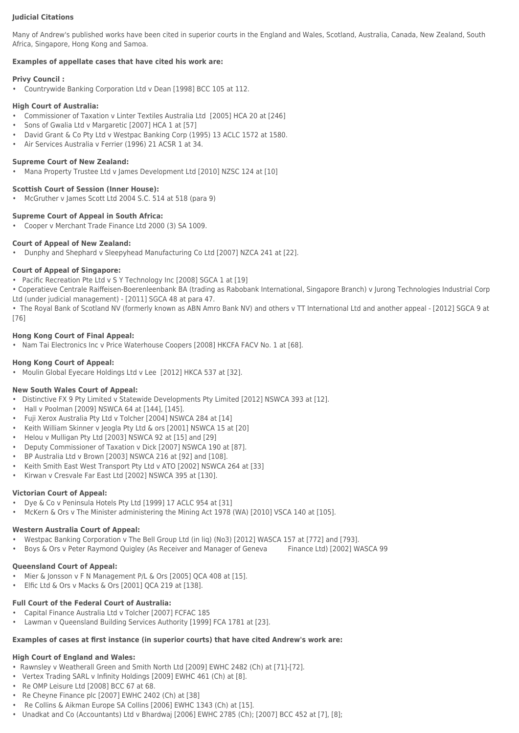**Judicial Citations**

Many of Andrew's published works have been cited in superior courts in the England and Wales, Scotland, Australia, Canada, New Zealand, South Africa, Singapore, Hong Kong and Samoa.

**Examples of appellate cases that have cited his work are:**

**Privy Council :**

- Countrywide Banking Corporation Ltd v Dean [1998] BCC 105 at 112.

**High Court of Australia:**

- Commissioner of Taxation v Linter Textiles Australia Ltd [2005] HCA 20 at [246]
- Sons of Gwalia Ltd v Margaretic [2007] HCA 1 at [57]
- David Grant & Co Pty Ltd v Westpac Banking Corp (1995) 13 ACLC 1572 at 1580.
- Air Services Australia v Ferrier (1996) 21 ACSR 1 at 34.

**Supreme Court of New Zealand:**

- Mana Property Trustee Ltd v James Development Ltd [2010] NZSC 124 at [10]

**Scottish Court of Session (Inner House):**

- McGruther v James Scott Ltd 2004 S.C. 514 at 518 (para 9)

**Supreme Court of Appeal in South Africa:**

- Cooper v Merchant Trade Finance Ltd 2000 (3) SA 1009.

**Court of Appeal of New Zealand:**

- Dunphy and Shephard v Sleepyhead Manufacturing Co Ltd [2007] NZCA 241 at [22].

**Court of Appeal of Singapore:**

- Pacific Recreation Pte Ltd v S Y Technology Inc [2008] SGCA 1 at [19]
- Coperatieve Centrale Raiffeisen-Boerenleenbank BA (trading as Rabobank International, Singapore Branch) v Jurong Technologies Industrial Corp Ltd (under judicial management) - [2011] SGCA 48 at para 47.
- The Royal Bank of Scotland NV (formerly known as ABN Amro Bank NV) and others v TT International Ltd and another appeal - [2012] SGCA 9 at [76]

**Hong Kong Court of Final Appeal:**

- Nam Tai Electronics Inc v Price Waterhouse Coopers [2008] HKCFA FACV No. 1 at [68].

**Hong Kong Court of Appeal:**

- Moulin Global Eyecare Holdings Ltd v Lee [2012] HKCA 537 at [32].

**New South Wales Court of Appeal:**

- Distinctive FX 9 Pty Limited v Statewide Developments Pty Limited [2012] NSWCA 393 at [12].
- Hall v Poolman [2009] NSWCA 64 at [144], [145].
- Fuji Xerox Australia Pty Ltd v Tolcher [2004] NSWCA 284 at [14]
- Keith William Skinner v Jeogla Pty Ltd & ors [2001] NSWCA 15 at [20]
- Helou v Mulligan Pty Ltd [2003] NSWCA 92 at [15] and [29]
- Deputy Commissioner of Taxation v Dick [2007] NSWCA 190 at [87].
- BP Australia Ltd v Brown [2003] NSWCA 216 at [92] and [108].
- Keith Smith East West Transport Pty Ltd v ATO [2002] NSWCA 264 at [33]
- Kirwan v Cresvale Far East Ltd [2002] NSWCA 395 at [130].

**Victorian Court of Appeal:**

- Dye & Co v Peninsula Hotels Pty Ltd [1999] 17 ACLC 954 at [31]
- McKern & Ors v The Minister administering the Mining Act 1978 (WA) [2010] VSCA 140 at [105].

**Western Australia Court of Appeal:**

- Westpac Banking Corporation v The Bell Group Ltd (in liq) (No3) [2012] WASCA 157 at [772] and [793].
- Boys & Ors v Peter Raymond Quigley (As Receiver and Manager of Geneva Finance Ltd) [2002] WASCA 99

**Queensland Court of Appeal:**

- Mier & Jonsson v F N Management P/L & Ors [2005] QCA 408 at [15].
- Elfic Ltd & Ors v Macks & Ors [2001] QCA 219 at [138].

**Full Court of the Federal Court of Australia:**

- Capital Finance Australia Ltd v Tolcher [2007] FCFAC 185
- Lawman v Queensland Building Services Authority [1999] FCA 1781 at [23].

**Examples of cases at first instance (in superior courts) that have cited Andrew's work are:**

**High Court of England and Wales:**

- Rawnsley v Weatherall Green and Smith North Ltd [2009] EWHC 2482 (Ch) at [71]-[72].
- Vertex Trading SARL v Infinity Holdings [2009] EWHC 461 (Ch) at [8].
- Re OMP Leisure Ltd [2008] BCC 67 at 68.
- Re Cheyne Finance plc [2007] EWHC 2402 (Ch) at [38]
- Re Collins & Aikman Europe SA Collins [2006] EWHC 1343 (Ch) at [15].
- Unadkat and Co (Accountants) Ltd v Bhardwaj [2006] EWHC 2785 (Ch); [2007] BCC 452 at [7], [8];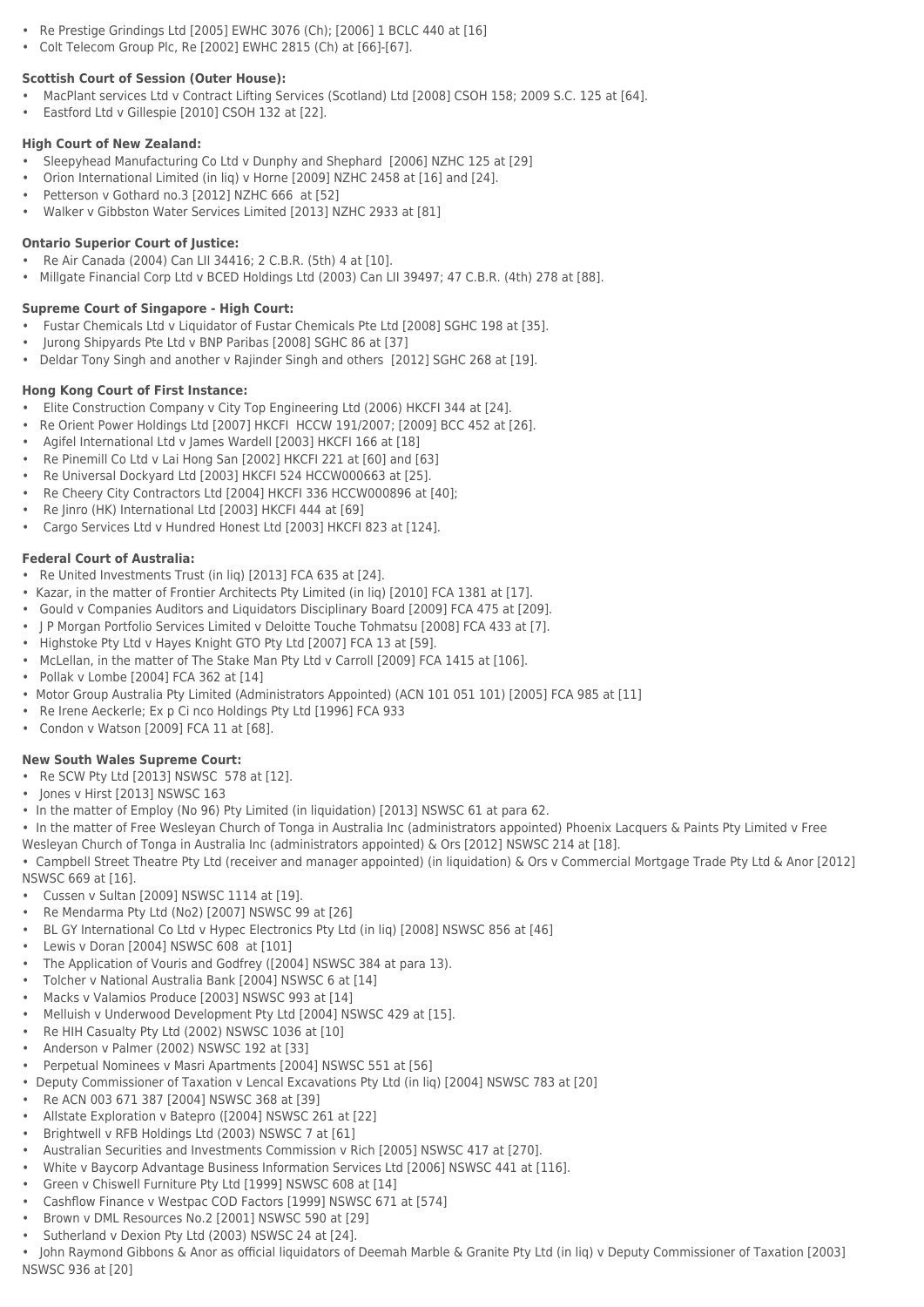- Re Prestige Grindings Ltd [2005] EWHC 3076 (Ch); [2006] 1 BCLC 440 at [16]
- Colt Telecom Group Plc, Re [2002] EWHC 2815 (Ch) at [66]-[67].

**Scottish Court of Session (Outer House):**

- MacPlant services Ltd v Contract Lifting Services (Scotland) Ltd [2008] CSOH 158; 2009 S.C. 125 at [64].
- Eastford Ltd v Gillespie [2010] CSOH 132 at [22].

**High Court of New Zealand:**

- Sleepyhead Manufacturing Co Ltd v Dunphy and Shephard [2006] NZHC 125 at [29]
- Orion International Limited (in liq) v Horne [2009] NZHC 2458 at [16] and [24].
- Petterson v Gothard no.3 [2012] NZHC 666 at [52]
- Walker v Gibbston Water Services Limited [2013] NZHC 2933 at [81]

**Ontario Superior Court of Justice:**

- Re Air Canada (2004) Can LII 34416; 2 C.B.R. (5th) 4 at [10].
- Millgate Financial Corp Ltd v BCED Holdings Ltd (2003) Can LII 39497; 47 C.B.R. (4th) 278 at [88].

**Supreme Court of Singapore - High Court:**

- Fustar Chemicals Ltd v Liquidator of Fustar Chemicals Pte Ltd [2008] SGHC 198 at [35].
- Jurong Shipyards Pte Ltd v BNP Paribas [2008] SGHC 86 at [37]
- Deldar Tony Singh and another v Rajinder Singh and others [2012] SGHC 268 at [19].

**Hong Kong Court of First Instance:**

- Elite Construction Company v City Top Engineering Ltd (2006) HKCFI 344 at [24].
- Re Orient Power Holdings Ltd [2007] HKCFI HCCW 191/2007; [2009] BCC 452 at [26].
- Agifel International Ltd v James Wardell [2003] HKCFI 166 at [18]
- Re Pinemill Co Ltd v Lai Hong San [2002] HKCFI 221 at [60] and [63]
- Re Universal Dockyard Ltd [2003] HKCFI 524 HCCW000663 at [25].
- Re Cheery City Contractors Ltd [2004] HKCFI 336 HCCW000896 at [40];
- Re Jinro (HK) International Ltd [2003] HKCFI 444 at [69]
- Cargo Services Ltd v Hundred Honest Ltd [2003] HKCFI 823 at [124].

**Federal Court of Australia:**

- Re United Investments Trust (in liq) [2013] FCA 635 at [24].
- Kazar, in the matter of Frontier Architects Pty Limited (in liq) [2010] FCA 1381 at [17].
- Gould v Companies Auditors and Liquidators Disciplinary Board [2009] FCA 475 at [209].
- J P Morgan Portfolio Services Limited v Deloitte Touche Tohmatsu [2008] FCA 433 at [7].
- Highstoke Pty Ltd v Hayes Knight GTO Pty Ltd [2007] FCA 13 at [59].
- McLellan, in the matter of The Stake Man Pty Ltd v Carroll [2009] FCA 1415 at [106].
- Pollak v Lombe [2004] FCA 362 at [14]
- Motor Group Australia Pty Limited (Administrators Appointed) (ACN 101 051 101) [2005] FCA 985 at [11]
- Re Irene Aeckerle; Ex p Ci nco Holdings Pty Ltd [1996] FCA 933
- Condon v Watson [2009] FCA 11 at [68].

**New South Wales Supreme Court:**

- Re SCW Pty Ltd [2013] NSWSC 578 at [12].
- Jones v Hirst [2013] NSWSC 163
- In the matter of Employ (No 96) Pty Limited (in liquidation) [2013] NSWSC 61 at para 62.
- In the matter of Free Wesleyan Church of Tonga in Australia Inc (administrators appointed) Phoenix Lacquers & Paints Pty Limited v Free Wesleyan Church of Tonga in Australia Inc (administrators appointed) & Ors [2012] NSWSC 214 at [18].
- Campbell Street Theatre Pty Ltd (receiver and manager appointed) (in liquidation) & Ors v Commercial Mortgage Trade Pty Ltd & Anor [2012] NSWSC 669 at [16].
- Cussen v Sultan [2009] NSWSC 1114 at [19].
- Re Mendarma Pty Ltd (No2) [2007] NSWSC 99 at [26]
- BL GY International Co Ltd v Hypec Electronics Pty Ltd (in liq) [2008] NSWSC 856 at [46]
- Lewis v Doran [2004] NSWSC 608 at [101]
- The Application of Vouris and Godfrey ([2004] NSWSC 384 at para 13).
- Tolcher v National Australia Bank [2004] NSWSC 6 at [14]
- Macks v Valamios Produce [2003] NSWSC 993 at [14]
- Melluish v Underwood Development Pty Ltd [2004] NSWSC 429 at [15].
- Re HIH Casualty Pty Ltd (2002) NSWSC 1036 at [10]
- Anderson v Palmer (2002) NSWSC 192 at [33]
- Perpetual Nominees v Masri Apartments [2004] NSWSC 551 at [56]
- Deputy Commissioner of Taxation v Lencal Excavations Pty Ltd (in liq) [2004] NSWSC 783 at [20]
- Re ACN 003 671 387 [2004] NSWSC 368 at [39]
- Allstate Exploration v Batepro ([2004] NSWSC 261 at [22]
- Brightwell v RFB Holdings Ltd (2003) NSWSC 7 at [61]
- Australian Securities and Investments Commission v Rich [2005] NSWSC 417 at [270].
- White v Baycorp Advantage Business Information Services Ltd [2006] NSWSC 441 at [116].
- Green v Chiswell Furniture Pty Ltd [1999] NSWSC 608 at [14]
- Cashflow Finance v Westpac COD Factors [1999] NSWSC 671 at [574]
- Brown v DML Resources No.2 [2001] NSWSC 590 at [29]
- Sutherland v Dexion Pty Ltd (2003) NSWSC 24 at [24].
- John Raymond Gibbons & Anor as official liquidators of Deemah Marble & Granite Pty Ltd (in liq) v Deputy Commissioner of Taxation [2003] NSWSC 936 at [20]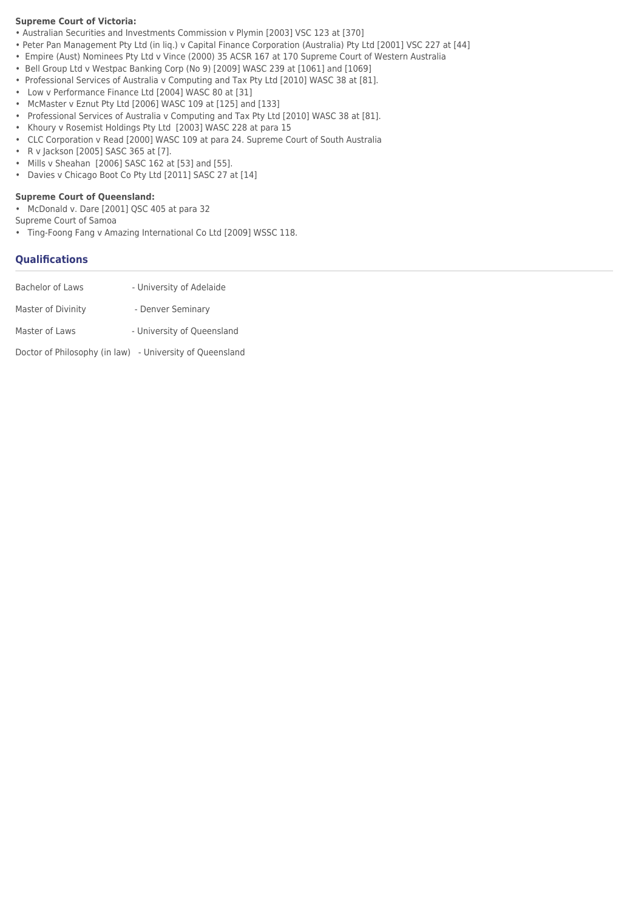**Supreme Court of Victoria:**

- Australian Securities and Investments Commission v Plymin [2003] VSC 123 at [370]
- Peter Pan Management Pty Ltd (in liq.) v Capital Finance Corporation (Australia) Pty Ltd [2001] VSC 227 at [44]
- Empire (Aust) Nominees Pty Ltd v Vince (2000) 35 ACSR 167 at 170 Supreme Court of Western Australia
- Bell Group Ltd v Westpac Banking Corp (No 9) [2009] WASC 239 at [1061] and [1069]
- Professional Services of Australia v Computing and Tax Pty Ltd [2010] WASC 38 at [81].
- Low v Performance Finance Ltd [2004] WASC 80 at [31]
- McMaster v Eznut Pty Ltd [2006] WASC 109 at [125] and [133]
- Professional Services of Australia v Computing and Tax Pty Ltd [2010] WASC 38 at [81].
- Khoury v Rosemist Holdings Pty Ltd [2003] WASC 228 at para 15
- CLC Corporation v Read [2000] WASC 109 at para 24. Supreme Court of South Australia
- R v Jackson [2005] SASC 365 at [7].
- Mills v Sheahan [2006] SASC 162 at [53] and [55].
- Davies v Chicago Boot Co Pty Ltd [2011] SASC 27 at [14]

**Supreme Court of Queensland:**

- McDonald v. Dare [2001] QSC 405 at para 32

Supreme Court of Samoa

- Ting-Foong Fang v Amazing International Co Ltd [2009] WSSC 118.

## Qualifications

| | |
|---|---|
| Bachelor of Laws | - University of Adelaide |
| Master of Divinity | - Denver Seminary |
| Master of Laws | - University of Queensland |
| Doctor of Philosophy (in law) | - University of Queensland |